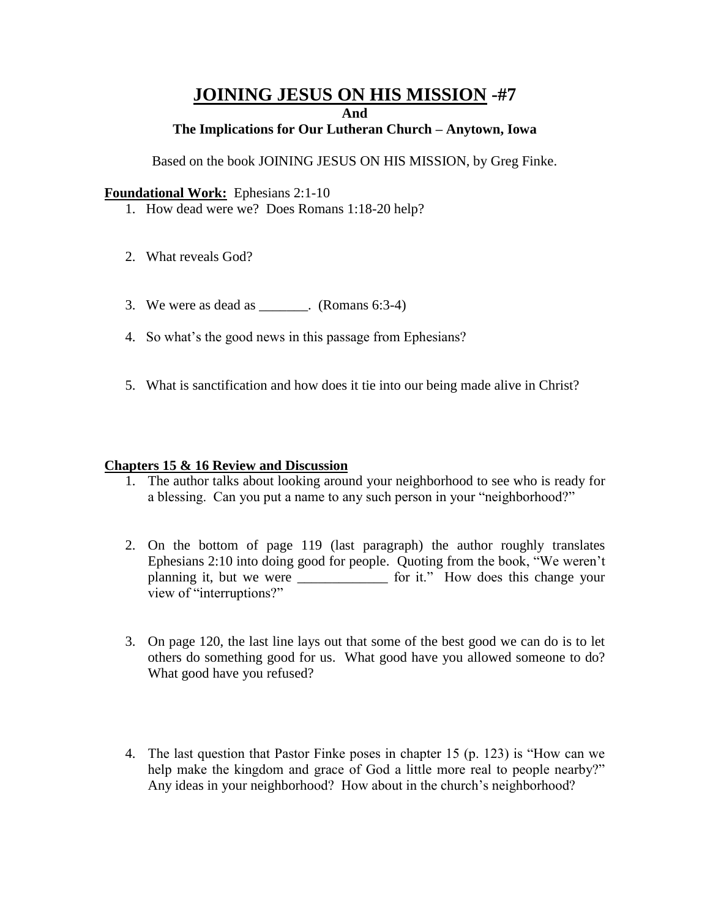# JOINING JESUS ON HIS MISSION -#7

**And**

**The Implications for Our Lutheran Church – Anytown, Iowa**

Based on the book JOINING JESUS ON HIS MISSION, by Greg Finke.

**Foundational Work:** Ephesians 2:1-10

1. How dead were we? Does Romans 1:18-20 help?

2. What reveals God?

3. We were as dead as _______. (Romans 6:3-4)

4. So what's the good news in this passage from Ephesians?

5. What is sanctification and how does it tie into our being made alive in Christ?

**Chapters 15 & 16 Review and Discussion**

1. The author talks about looking around your neighborhood to see who is ready for a blessing. Can you put a name to any such person in your "neighborhood?"

2. On the bottom of page 119 (last paragraph) the author roughly translates Ephesians 2:10 into doing good for people. Quoting from the book, "We weren't planning it, but we were _____________ for it." How does this change your view of "interruptions?"

3. On page 120, the last line lays out that some of the best good we can do is to let others do something good for us. What good have you allowed someone to do? What good have you refused?

4. The last question that Pastor Finke poses in chapter 15 (p. 123) is "How can we help make the kingdom and grace of God a little more real to people nearby?" Any ideas in your neighborhood? How about in the church's neighborhood?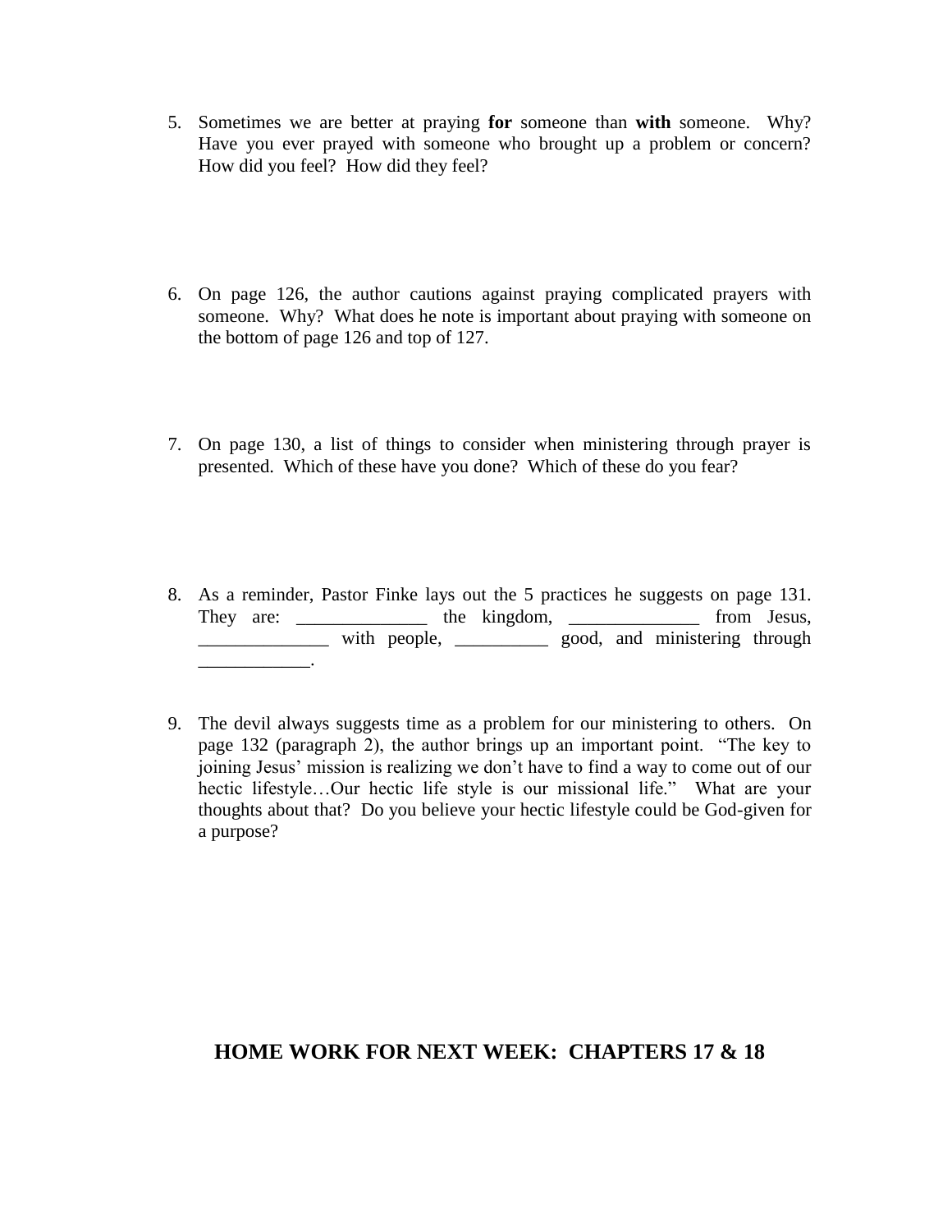5. Sometimes we are better at praying **for** someone than **with** someone. Why? Have you ever prayed with someone who brought up a problem or concern? How did you feel? How did they feel?

6. On page 126, the author cautions against praying complicated prayers with someone. Why? What does he note is important about praying with someone on the bottom of page 126 and top of 127.

7. On page 130, a list of things to consider when ministering through prayer is presented. Which of these have you done? Which of these do you fear?

8. As a reminder, Pastor Finke lays out the 5 practices he suggests on page 131. They are: ______________ the kingdom, ______________ from Jesus, ______________ with people, __________ good, and ministering through ____________.

9. The devil always suggests time as a problem for our ministering to others. On page 132 (paragraph 2), the author brings up an important point. "The key to joining Jesus' mission is realizing we don't have to find a way to come out of our hectic lifestyle…Our hectic life style is our missional life." What are your thoughts about that? Do you believe your hectic lifestyle could be God-given for a purpose?

## HOME WORK FOR NEXT WEEK: CHAPTERS 17 & 18